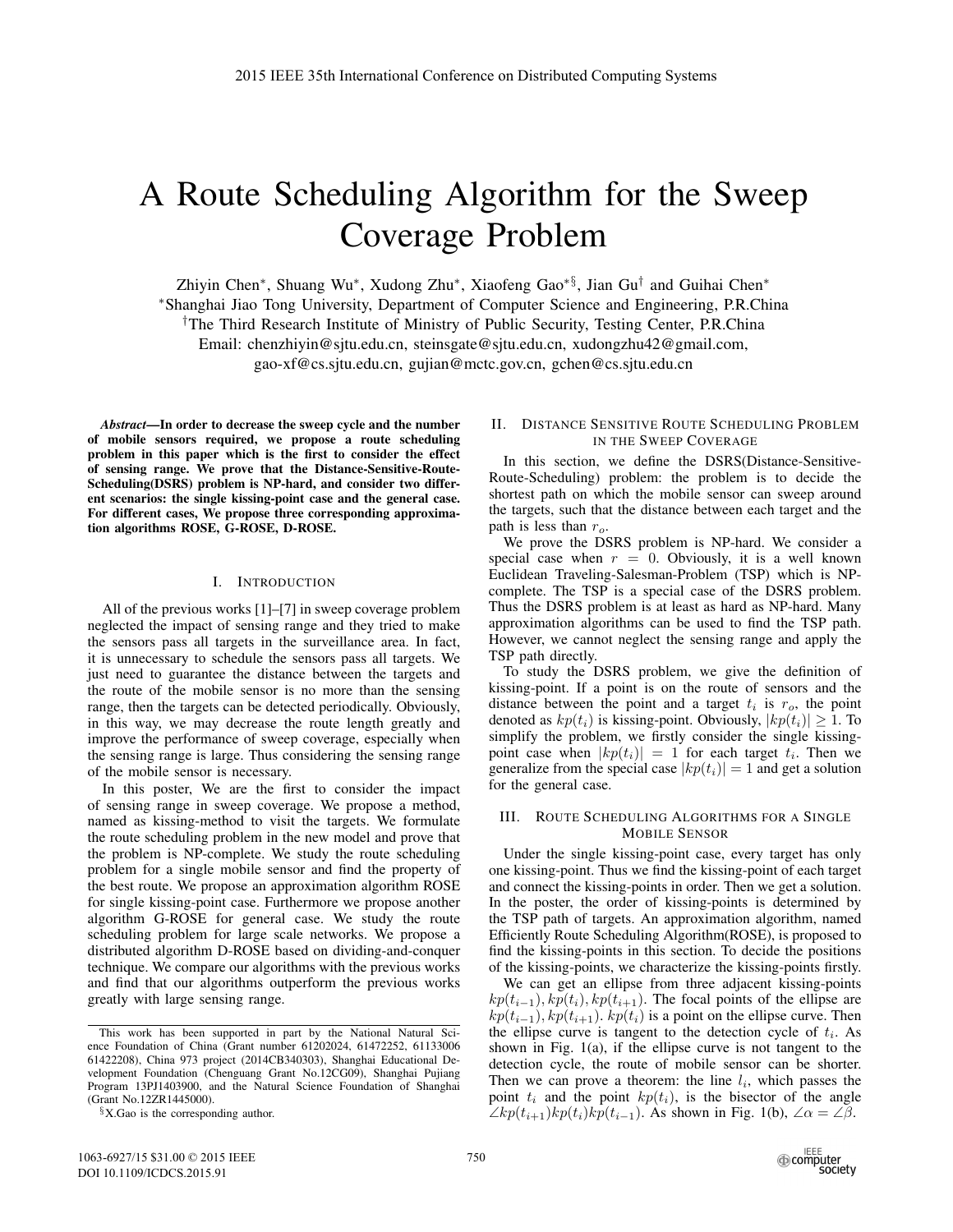# A Route Scheduling Algorithm for the Sweep Coverage Problem

Zhiyin Chen*, Shuang Wu*, Xudong Zhu*, Xiaofeng Gao*§, Jian Gu† and Guihai Chen*

*Shanghai Jiao Tong University, Department of Computer Science and Engineering, P.R.China

†The Third Research Institute of Ministry of Public Security, Testing Center, P.R.China

Email: chenzhiyin@sjtu.edu.cn, steinsgate@sjtu.edu.cn, xudongzhu42@gmail.com, gao-xf@cs.sjtu.edu.cn, gujian@mctc.gov.cn, gchen@cs.sjtu.edu.cn

***Abstract*—In order to decrease the sweep cycle and the number of mobile sensors required, we propose a route scheduling problem in this paper which is the first to consider the effect of sensing range. We prove that the Distance-Sensitive-Route-Scheduling(DSRS) problem is NP-hard, and consider two different scenarios: the single kissing-point case and the general case. For different cases, We propose three corresponding approximation algorithms ROSE, G-ROSE, D-ROSE.**

## I. Introduction

All of the previous works [1]–[7] in sweep coverage problem neglected the impact of sensing range and they tried to make the sensors pass all targets in the surveillance area. In fact, it is unnecessary to schedule the sensors pass all targets. We just need to guarantee the distance between the targets and the route of the mobile sensor is no more than the sensing range, then the targets can be detected periodically. Obviously, in this way, we may decrease the route length greatly and improve the performance of sweep coverage, especially when the sensing range is large. Thus considering the sensing range of the mobile sensor is necessary.

In this poster, We are the first to consider the impact of sensing range in sweep coverage. We propose a method, named as kissing-method to visit the targets. We formulate the route scheduling problem in the new model and prove that the problem is NP-complete. We study the route scheduling problem for a single mobile sensor and find the property of the best route. We propose an approximation algorithm ROSE for single kissing-point case. Furthermore we propose another algorithm G-ROSE for general case. We study the route scheduling problem for large scale networks. We propose a distributed algorithm D-ROSE based on dividing-and-conquer technique. We compare our algorithms with the previous works and find that our algorithms outperform the previous works greatly with large sensing range.

This work has been supported in part by the National Natural Science Foundation of China (Grant number 61202024, 61472252, 61133006 61422208), China 973 project (2014CB340303), Shanghai Educational Development Foundation (Chenguang Grant No.12CG09), Shanghai Pujiang Program 13PJ1403900, and the Natural Science Foundation of Shanghai (Grant No.12ZR1445000).

§X.Gao is the corresponding author.

## II. Distance Sensitive Route Scheduling Problem in the Sweep Coverage

In this section, we define the DSRS(Distance-Sensitive-Route-Scheduling) problem: the problem is to decide the shortest path on which the mobile sensor can sweep around the targets, such that the distance between each target and the path is less than $r_o$.

We prove the DSRS problem is NP-hard. We consider a special case when $r = 0$. Obviously, it is a well known Euclidean Traveling-Salesman-Problem (TSP) which is NP-complete. The TSP is a special case of the DSRS problem. Thus the DSRS problem is at least as hard as NP-hard. Many approximation algorithms can be used to find the TSP path. However, we cannot neglect the sensing range and apply the TSP path directly.

To study the DSRS problem, we give the definition of kissing-point. If a point is on the route of sensors and the distance between the point and a target $t_i$ is $r_o$, the point denoted as $kp(t_i)$ is kissing-point. Obviously, $|kp(t_i)| \geq 1$. To simplify the problem, we firstly consider the single kissing-point case when $|kp(t_i)| = 1$ for each target $t_i$. Then we generalize from the special case $|kp(t_i)| = 1$ and get a solution for the general case.

## III. Route Scheduling Algorithms for a Single Mobile Sensor

Under the single kissing-point case, every target has only one kissing-point. Thus we find the kissing-point of each target and connect the kissing-points in order. Then we get a solution. In the poster, the order of kissing-points is determined by the TSP path of targets. An approximation algorithm, named Efficiently Route Scheduling Algorithm(ROSE), is proposed to find the kissing-points in this section. To decide the positions of the kissing-points, we characterize the kissing-points firstly.

We can get an ellipse from three adjacent kissing-points $kp(t_{i-1}), kp(t_i), kp(t_{i+1})$. The focal points of the ellipse are $kp(t_{i-1}), kp(t_{i+1})$. $kp(t_i)$ is a point on the ellipse curve. Then the ellipse curve is tangent to the detection cycle of $t_i$. As shown in Fig. 1(a), if the ellipse curve is not tangent to the detection cycle, the route of mobile sensor can be shorter. Then we can prove a theorem: the line $l_i$, which passes the point $t_i$ and the point $kp(t_i)$, is the bisector of the angle $\angle kp(t_{i+1})kp(t_i)kp(t_{i-1})$. As shown in Fig. 1(b), $\angle\alpha = \angle\beta$.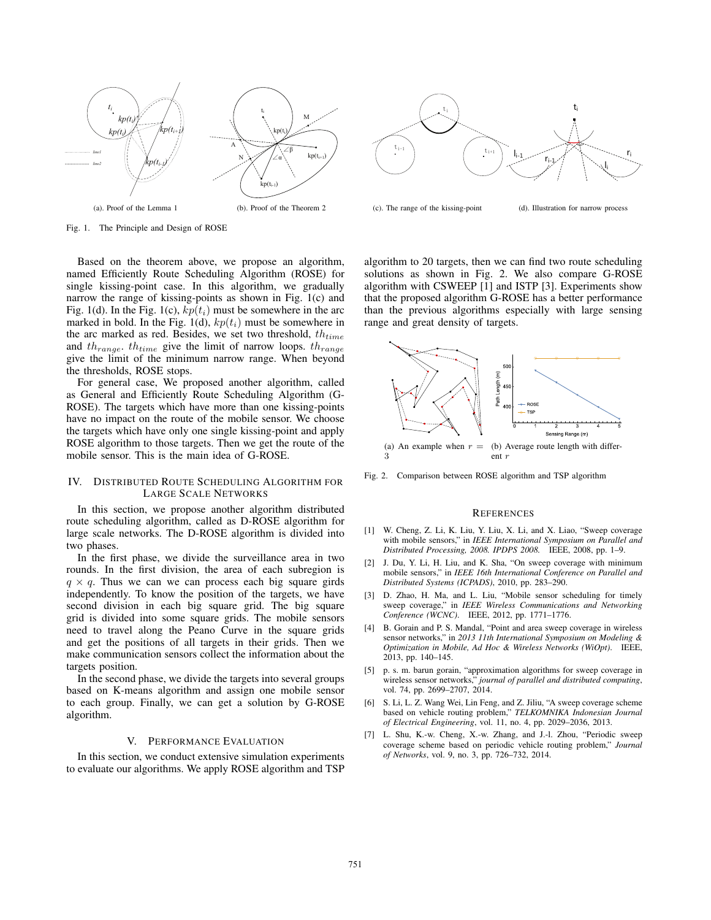(a). Proof of the Lemma 1

(b). Proof of the Theorem 2

(c). The range of the kissing-point

(d). Illustration for narrow process

Fig. 1. The Principle and Design of ROSE

Based on the theorem above, we propose an algorithm, named Efficiently Route Scheduling Algorithm (ROSE) for single kissing-point case. In this algorithm, we gradually narrow the range of kissing-points as shown in Fig. 1(c) and Fig. 1(d). In the Fig. 1(c), $kp(t_i)$ must be somewhere in the arc marked in bold. In the Fig. 1(d), $kp(t_i)$ must be somewhere in the arc marked as red. Besides, we set two threshold, $th_{time}$ and $th_{range}$. $th_{time}$ give the limit of narrow loops. $th_{range}$ give the limit of the minimum narrow range. When beyond the thresholds, ROSE stops.

For general case, We proposed another algorithm, called as General and Efficiently Route Scheduling Algorithm (G-ROSE). The targets which have more than one kissing-points have no impact on the route of the mobile sensor. We choose the targets which have only one single kissing-point and apply ROSE algorithm to those targets. Then we get the route of the mobile sensor. This is the main idea of G-ROSE.

## IV. Distributed Route Scheduling Algorithm for Large Scale Networks

In this section, we propose another algorithm distributed route scheduling algorithm, called as D-ROSE algorithm for large scale networks. The D-ROSE algorithm is divided into two phases.

In the first phase, we divide the surveillance area in two rounds. In the first division, the area of each subregion is $q \times q$. Thus we can we can process each big square girds independently. To know the position of the targets, we have second division in each big square grid. The big square grid is divided into some square grids. The mobile sensors need to travel along the Peano Curve in the square grids and get the positions of all targets in their grids. Then we make communication sensors collect the information about the targets position.

In the second phase, we divide the targets into several groups based on K-means algorithm and assign one mobile sensor to each group. Finally, we can get a solution by G-ROSE algorithm.

## V. Performance Evaluation

In this section, we conduct extensive simulation experiments to evaluate our algorithms. We apply ROSE algorithm and TSP algorithm to 20 targets, then we can find two route scheduling solutions as shown in Fig. 2. We also compare G-ROSE algorithm with CSWEEP [1] and ISTP [3]. Experiments show that the proposed algorithm G-ROSE has a better performance than the previous algorithms especially with large sensing range and great density of targets.

(a) An example when $r = 3$

(b) Average route length with different $r$

Fig. 2. Comparison between ROSE algorithm and TSP algorithm

## References

[1] W. Cheng, Z. Li, K. Liu, Y. Liu, X. Li, and X. Liao, "Sweep coverage with mobile sensors," in *IEEE International Symposium on Parallel and Distributed Processing, 2008. IPDPS 2008.* IEEE, 2008, pp. 1–9.

[2] J. Du, Y. Li, H. Liu, and K. Sha, "On sweep coverage with minimum mobile sensors," in *IEEE 16th International Conference on Parallel and Distributed Systems (ICPADS)*, 2010, pp. 283–290.

[3] D. Zhao, H. Ma, and L. Liu, "Mobile sensor scheduling for timely sweep coverage," in *IEEE Wireless Communications and Networking Conference (WCNC).* IEEE, 2012, pp. 1771–1776.

[4] B. Gorain and P. S. Mandal, "Point and area sweep coverage in wireless sensor networks," in *2013 11th International Symposium on Modeling & Optimization in Mobile, Ad Hoc & Wireless Networks (WiOpt).* IEEE, 2013, pp. 140–145.

[5] p. s. m. barun gorain, "approximation algorithms for sweep coverage in wireless sensor networks," *journal of parallel and distributed computing*, vol. 74, pp. 2699–2707, 2014.

[6] S. Li, L. Z. Wang Wei, Lin Feng, and Z. Jiliu, "A sweep coverage scheme based on vehicle routing problem," *TELKOMNIKA Indonesian Journal of Electrical Engineering*, vol. 11, no. 4, pp. 2029–2036, 2013.

[7] L. Shu, K.-w. Cheng, X.-w. Zhang, and J.-l. Zhou, "Periodic sweep coverage scheme based on periodic vehicle routing problem," *Journal of Networks*, vol. 9, no. 3, pp. 726–732, 2014.